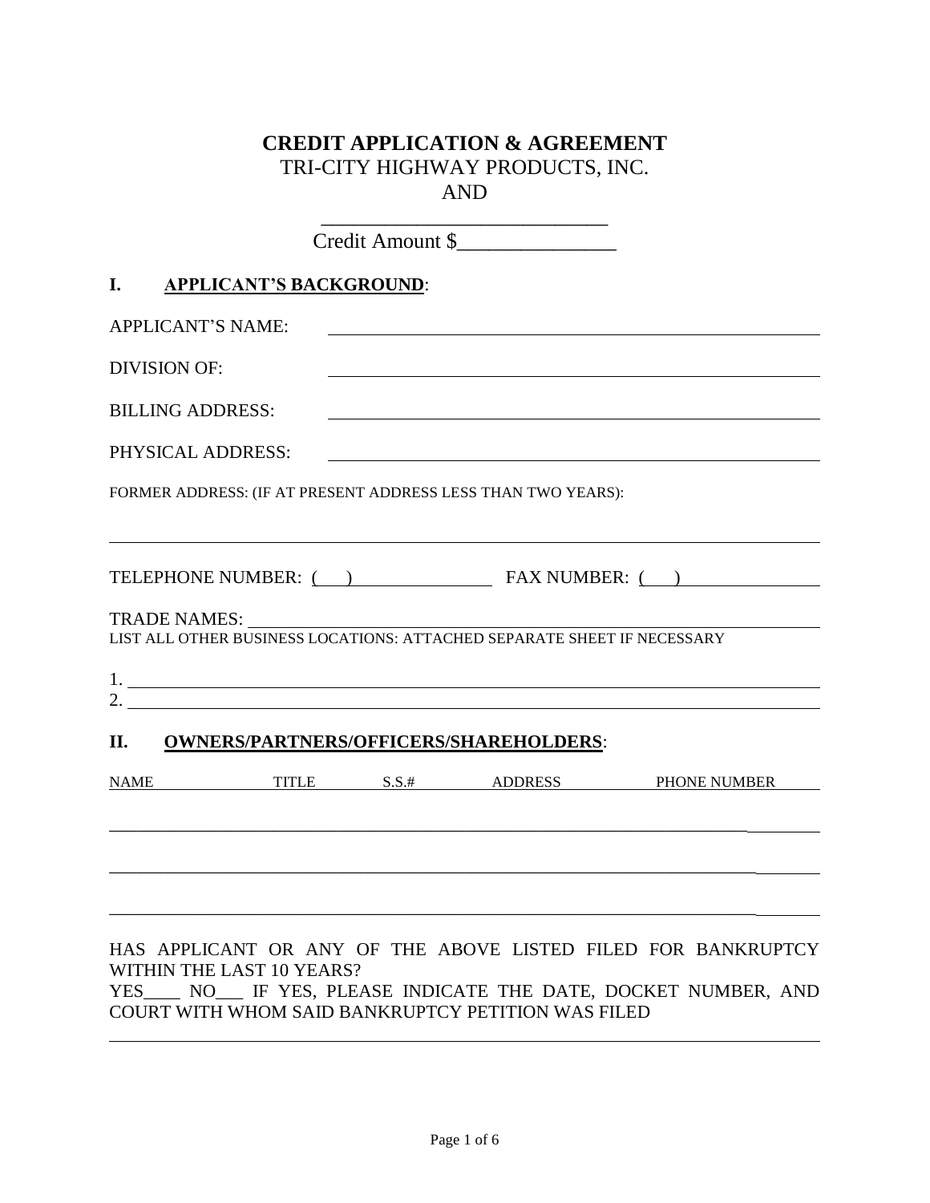# CREDIT APPLICATION & AGREEMENT

TRI-CITY HIGHWAY PRODUCTS, INC.

AND

____________________________

Credit Amount $_______________

## I. APPLICANT'S BACKGROUND:

APPLICANT'S NAME: ____________________________________________

DIVISION OF: ____________________________________________

BILLING ADDRESS: ____________________________________________

PHYSICAL ADDRESS: ____________________________________________

FORMER ADDRESS: (IF AT PRESENT ADDRESS LESS THAN TWO YEARS):

________________________________________________________________________

TELEPHONE NUMBER: (   ) _______________ FAX NUMBER: (   ) _______________

TRADE NAMES: ____________________________________________

LIST ALL OTHER BUSINESS LOCATIONS: ATTACHED SEPARATE SHEET IF NECESSARY

1. ________________________________________________________________________
2. ________________________________________________________________________

## II. OWNERS/PARTNERS/OFFICERS/SHAREHOLDERS:

| NAME | TITLE | S.S.# | ADDRESS | PHONE NUMBER |
|---|---|---|---|---|
| | | | | |
| | | | | |
| | | | | |

HAS APPLICANT OR ANY OF THE ABOVE LISTED FILED FOR BANKRUPTCY WITHIN THE LAST 10 YEARS?

YES____ NO___ IF YES, PLEASE INDICATE THE DATE, DOCKET NUMBER, AND COURT WITH WHOM SAID BANKRUPTCY PETITION WAS FILED

________________________________________________________________________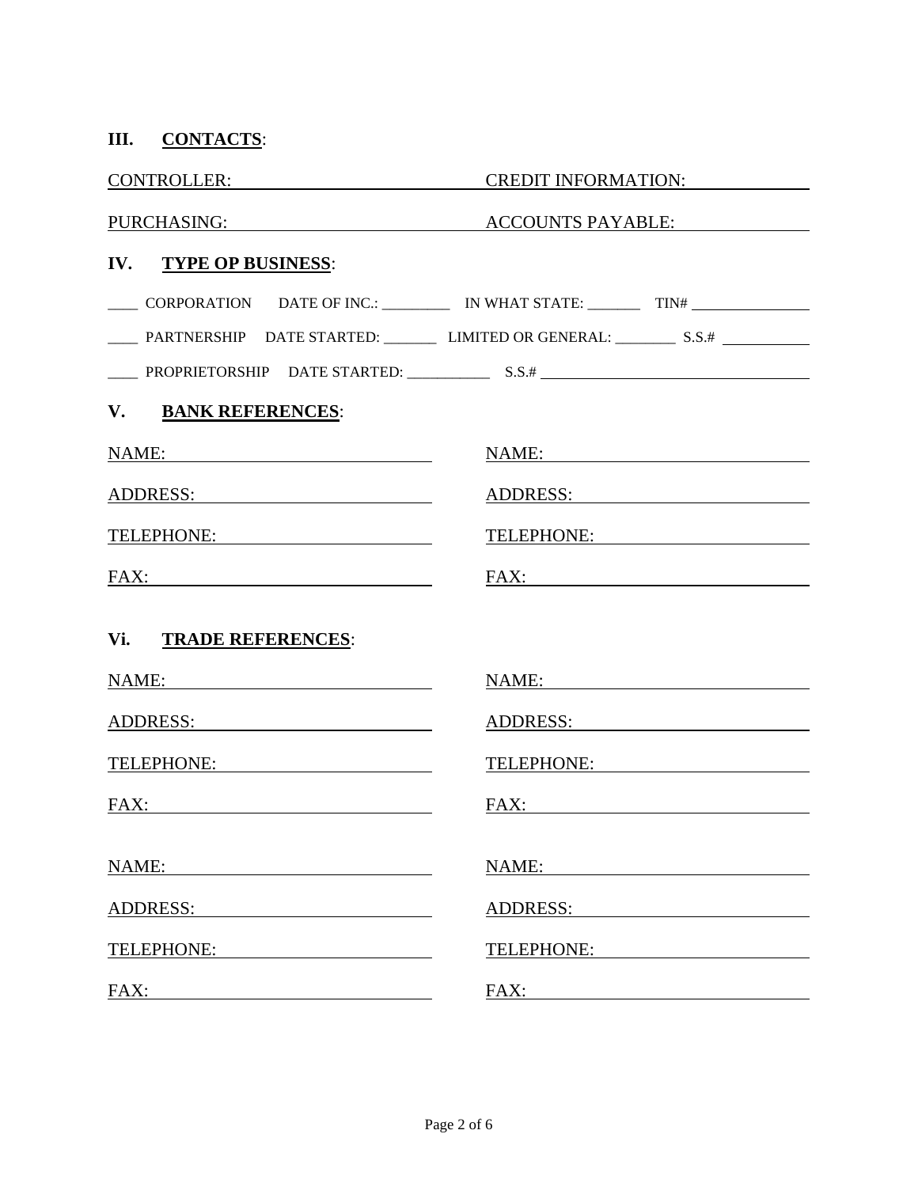## III. CONTACTS:

CONTROLLER: ______________________ CREDIT INFORMATION: ______________________

PURCHASING: ______________________ ACCOUNTS PAYABLE: ______________________

## IV. TYPE OP BUSINESS:

____ CORPORATION DATE OF INC.: _________ IN WHAT STATE: _______ TIN# _______________

____ PARTNERSHIP DATE STARTED: _______ LIMITED OR GENERAL: ________ S.S.# ___________

____ PROPRIETORSHIP DATE STARTED: ___________ S.S.# ________________________________

## V. BANK REFERENCES:

NAME: ______________________ NAME: ______________________

ADDRESS: ______________________ ADDRESS: ______________________

TELEPHONE: ______________________ TELEPHONE: ______________________

FAX: ______________________ FAX: ______________________

## Vi. TRADE REFERENCES:

NAME: ______________________ NAME: ______________________

ADDRESS: ______________________ ADDRESS: ______________________

TELEPHONE: ______________________ TELEPHONE: ______________________

FAX: ______________________ FAX: ______________________

NAME: ______________________ NAME: ______________________

ADDRESS: ______________________ ADDRESS: ______________________

TELEPHONE: ______________________ TELEPHONE: ______________________

FAX: ______________________ FAX: ______________________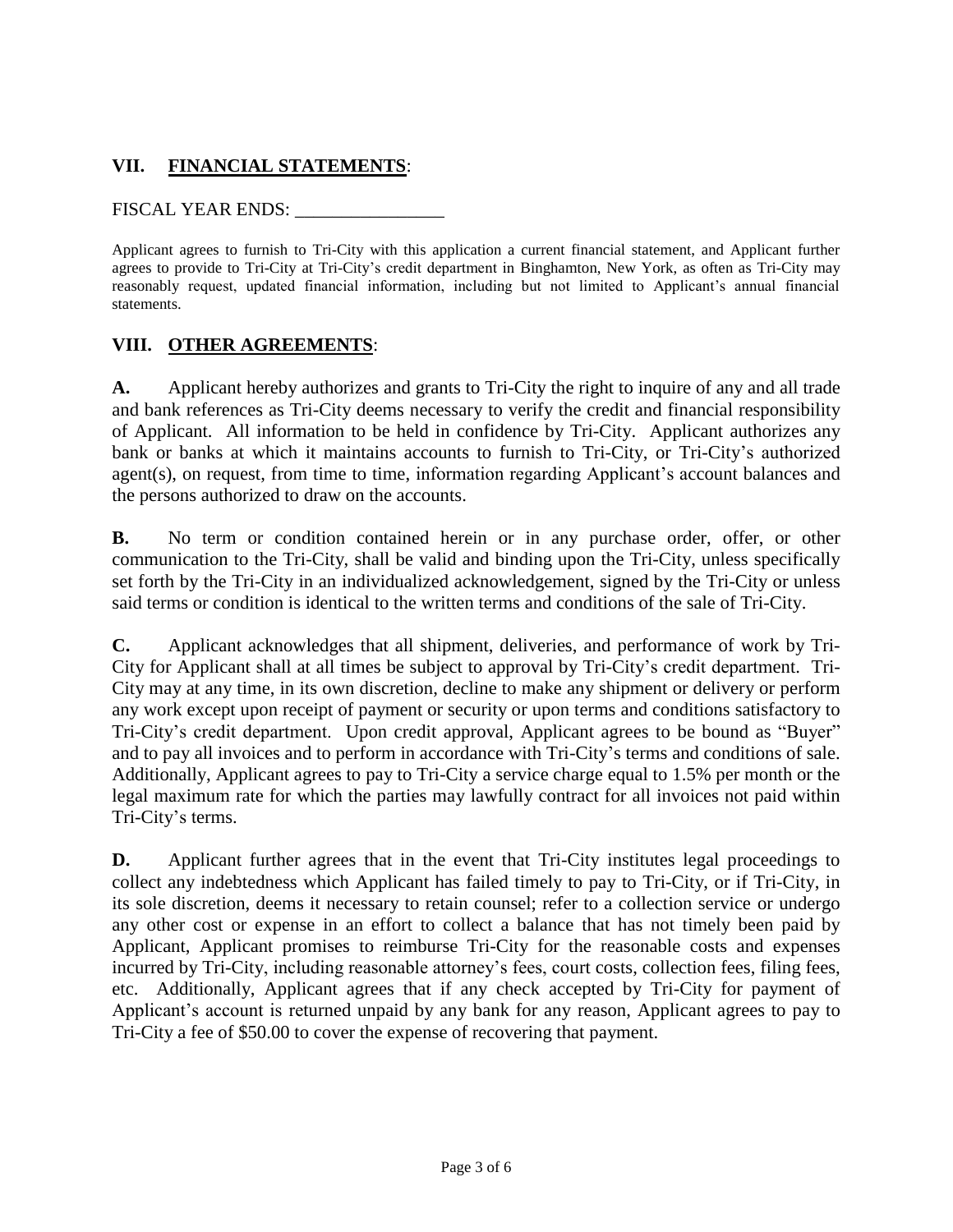## VII. **FINANCIAL STATEMENTS**:

FISCAL YEAR ENDS: ________________

Applicant agrees to furnish to Tri-City with this application a current financial statement, and Applicant further agrees to provide to Tri-City at Tri-City's credit department in Binghamton, New York, as often as Tri-City may reasonably request, updated financial information, including but not limited to Applicant's annual financial statements.

## VIII. **OTHER AGREEMENTS**:

**A.** Applicant hereby authorizes and grants to Tri-City the right to inquire of any and all trade and bank references as Tri-City deems necessary to verify the credit and financial responsibility of Applicant. All information to be held in confidence by Tri-City. Applicant authorizes any bank or banks at which it maintains accounts to furnish to Tri-City, or Tri-City's authorized agent(s), on request, from time to time, information regarding Applicant's account balances and the persons authorized to draw on the accounts.

**B.** No term or condition contained herein or in any purchase order, offer, or other communication to the Tri-City, shall be valid and binding upon the Tri-City, unless specifically set forth by the Tri-City in an individualized acknowledgement, signed by the Tri-City or unless said terms or condition is identical to the written terms and conditions of the sale of Tri-City.

**C.** Applicant acknowledges that all shipment, deliveries, and performance of work by Tri-City for Applicant shall at all times be subject to approval by Tri-City's credit department. Tri-City may at any time, in its own discretion, decline to make any shipment or delivery or perform any work except upon receipt of payment or security or upon terms and conditions satisfactory to Tri-City's credit department. Upon credit approval, Applicant agrees to be bound as "Buyer" and to pay all invoices and to perform in accordance with Tri-City's terms and conditions of sale. Additionally, Applicant agrees to pay to Tri-City a service charge equal to 1.5% per month or the legal maximum rate for which the parties may lawfully contract for all invoices not paid within Tri-City's terms.

**D.** Applicant further agrees that in the event that Tri-City institutes legal proceedings to collect any indebtedness which Applicant has failed timely to pay to Tri-City, or if Tri-City, in its sole discretion, deems it necessary to retain counsel; refer to a collection service or undergo any other cost or expense in an effort to collect a balance that has not timely been paid by Applicant, Applicant promises to reimburse Tri-City for the reasonable costs and expenses incurred by Tri-City, including reasonable attorney's fees, court costs, collection fees, filing fees, etc. Additionally, Applicant agrees that if any check accepted by Tri-City for payment of Applicant's account is returned unpaid by any bank for any reason, Applicant agrees to pay to Tri-City a fee of $50.00 to cover the expense of recovering that payment.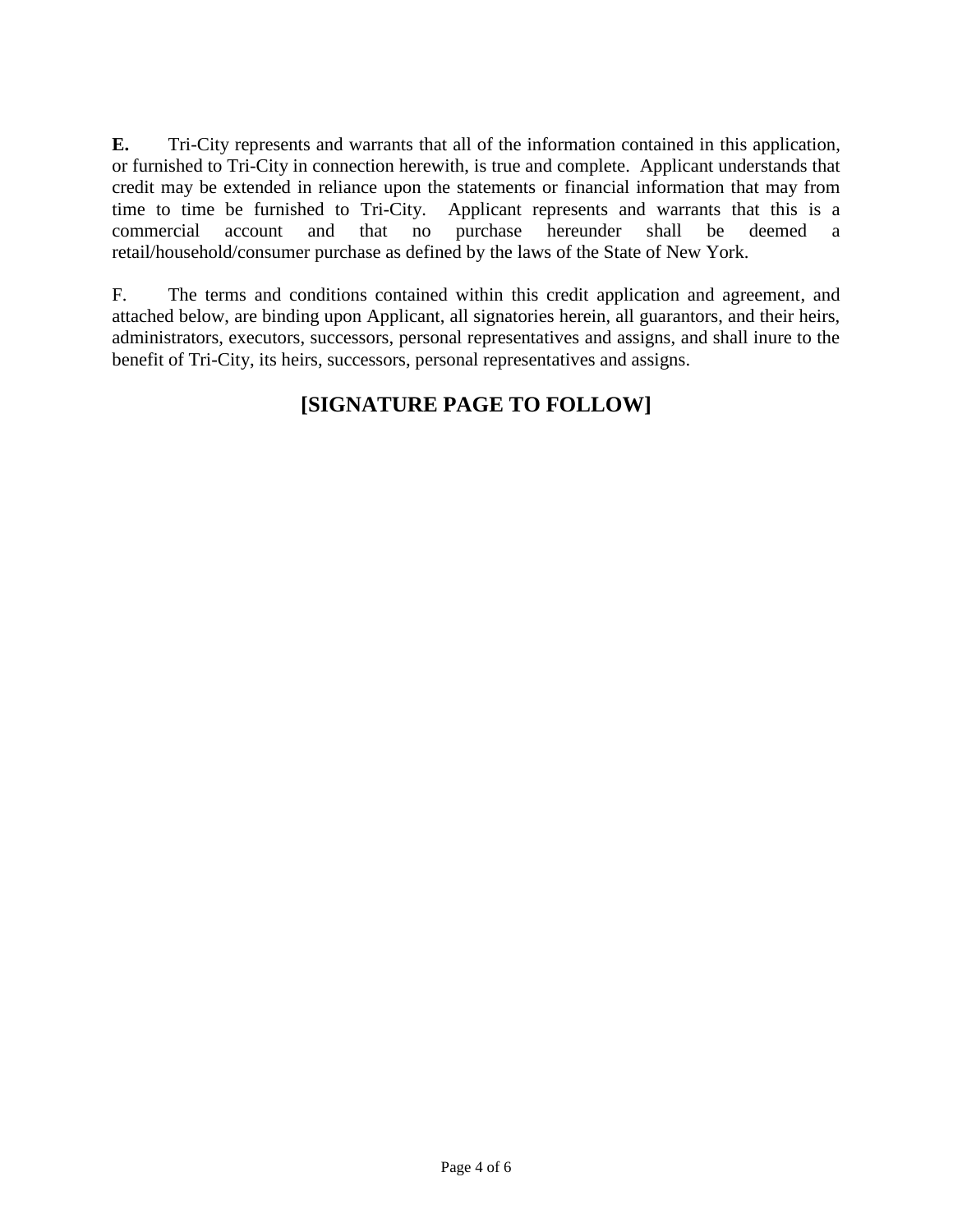**E.** Tri-City represents and warrants that all of the information contained in this application, or furnished to Tri-City in connection herewith, is true and complete. Applicant understands that credit may be extended in reliance upon the statements or financial information that may from time to time be furnished to Tri-City. Applicant represents and warrants that this is a commercial account and that no purchase hereunder shall be deemed a retail/household/consumer purchase as defined by the laws of the State of New York.

F. The terms and conditions contained within this credit application and agreement, and attached below, are binding upon Applicant, all signatories herein, all guarantors, and their heirs, administrators, executors, successors, personal representatives and assigns, and shall inure to the benefit of Tri-City, its heirs, successors, personal representatives and assigns.

**[SIGNATURE PAGE TO FOLLOW]**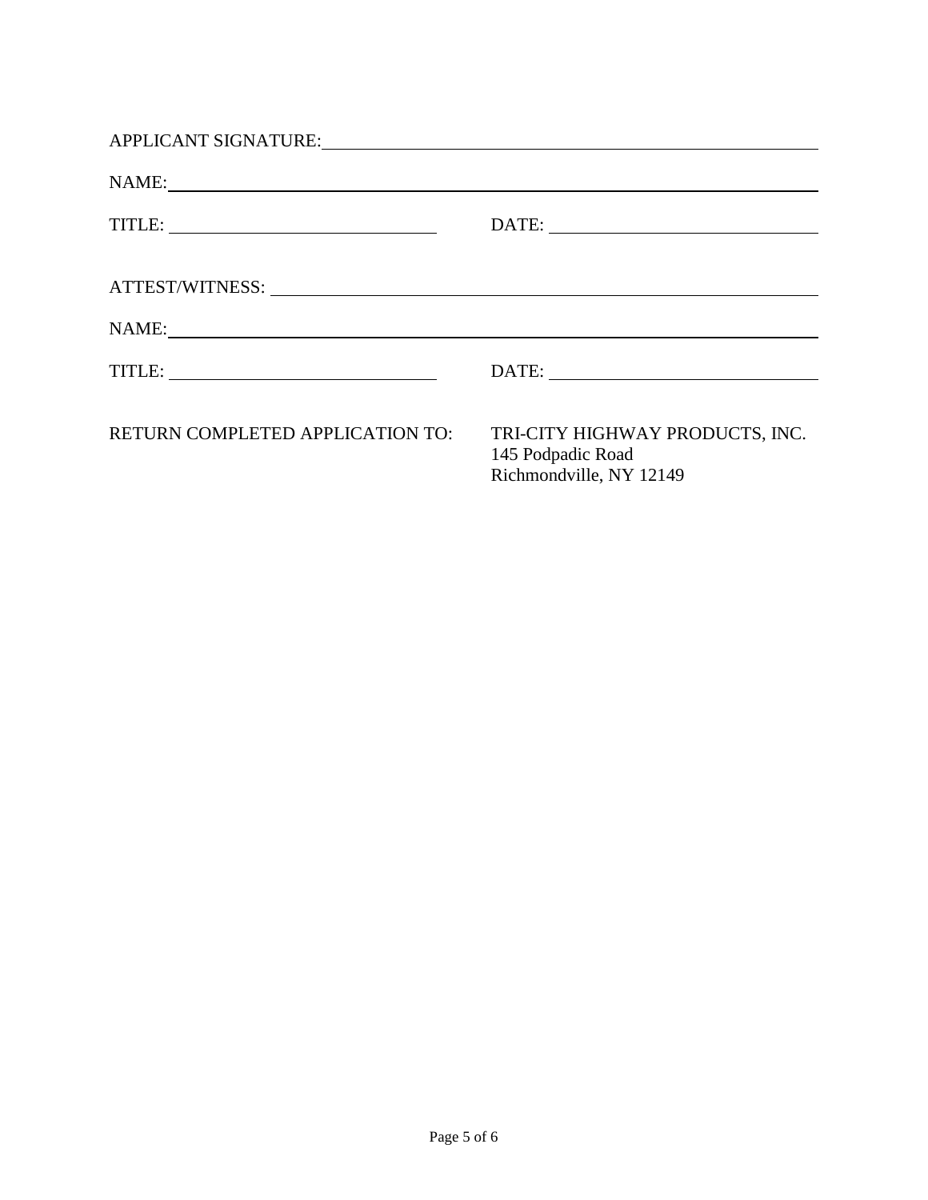APPLICANT SIGNATURE: ______________________________________________

NAME: ______________________________________________

TITLE: ______________________ DATE: ______________________

ATTEST/WITNESS: ______________________________________________

NAME: ______________________________________________

TITLE: ______________________ DATE: ______________________

RETURN COMPLETED APPLICATION TO: TRI-CITY HIGHWAY PRODUCTS, INC.
145 Podpadic Road
Richmondville, NY 12149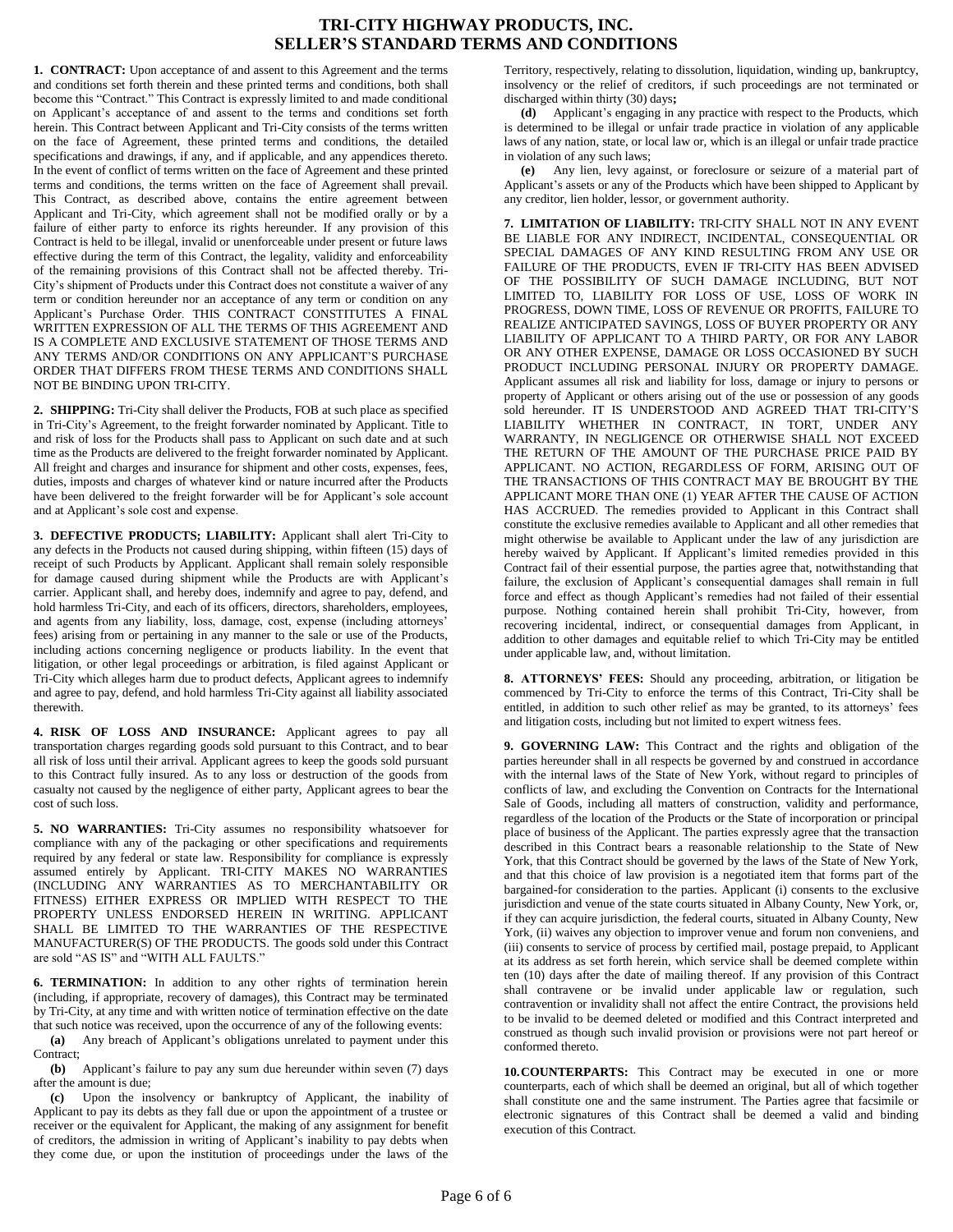# TRI-CITY HIGHWAY PRODUCTS, INC.
# SELLER'S STANDARD TERMS AND CONDITIONS

**1. CONTRACT:** Upon acceptance of and assent to this Agreement and the terms and conditions set forth therein and these printed terms and conditions, both shall become this "Contract." This Contract is expressly limited to and made conditional on Applicant's acceptance of and assent to the terms and conditions set forth herein. This Contract between Applicant and Tri-City consists of the terms written on the face of Ageement, these printed terms and conditions, the detailed specifications and drawings, if any, and if applicable, and any appendices thereto. In the event of conflict of terms written on the face of Agreement and these printed terms and conditions, the terms written on the face of Agreement shall prevail. This Contract, as described above, contains the entire agreement between Applicant and Tri-City, which agreement shall not be modified orally or by a failure of either party to enforce its rights hereunder. If any provision of this Contract is held to be illegal, invalid or unenforceable under present or future laws effective during the term of this Contract, the legality, validity and enforceability of the remaining provisions of this Contract shall not be affected thereby. Tri-City's shipment of Products under this Contract does not constitute a waiver of any term or condition hereunder nor an acceptance of any term or condition on any Applicant's Purchase Order. THIS CONTRACT CONSTITUTES A FINAL WRITTEN EXPRESSION OF ALL THE TERMS OF THIS AGREEMENT AND IS A COMPLETE AND EXCLUSIVE STATEMENT OF THOSE TERMS AND ANY TERMS AND/OR CONDITIONS ON ANY APPLICANT'S PURCHASE ORDER THAT DIFFERS FROM THESE TERMS AND CONDITIONS SHALL NOT BE BINDING UPON TRI-CITY.

**2. SHIPPING:** Tri-City shall deliver the Products, FOB at such place as specified in Tri-City's Agreement, to the freight forwarder nominated by Applicant. Title to and risk of loss for the Products shall pass to Applicant on such date and at such time as the Products are delivered to the freight forwarder nominated by Applicant. All freight and charges and insurance for shipment and other costs, expenses, fees, duties, imposts and charges of whatever kind or nature incurred after the Products have been delivered to the freight forwarder will be for Applicant's sole account and at Applicant's sole cost and expense.

**3. DEFECTIVE PRODUCTS; LIABILITY:** Applicant shall alert Tri-City to any defects in the Products not caused during shipping, within fifteen (15) days of receipt of such Products by Applicant. Applicant shall remain solely responsible for damage caused during shipment while the Products are with Applicant's carrier. Applicant shall, and hereby does, indemnify and agree to pay, defend, and hold harmless Tri-City, and each of its officers, directors, shareholders, employees, and agents from any liability, loss, damage, cost, expense (including attorneys' fees) arising from or pertaining in any manner to the sale or use of the Products, including actions concerning negligence or products liability. In the event that litigation, or other legal proceedings or arbitration, is filed against Applicant or Tri-City which alleges harm due to product defects, Applicant agrees to indemnify and agree to pay, defend, and hold harmless Tri-City against all liability associated therewith.

**4. RISK OF LOSS AND INSURANCE:** Applicant agrees to pay all transportation charges regarding goods sold pursuant to this Contract, and to bear all risk of loss until their arrival. Applicant agrees to keep the goods sold pursuant to this Contract fully insured. As to any loss or destruction of the goods from casualty not caused by the negligence of either party, Applicant agrees to bear the cost of such loss.

**5. NO WARRANTIES:** Tri-City assumes no responsibility whatsoever for compliance with any of the packaging or other specifications and requirements required by any federal or state law. Responsibility for compliance is expressly assumed entirely by Applicant. TRI-CITY MAKES NO WARRANTIES (INCLUDING ANY WARRANTIES AS TO MERCHANTABILITY OR FITNESS) EITHER EXPRESS OR IMPLIED WITH RESPECT TO THE PROPERTY UNLESS ENDORSED HEREIN IN WRITING. APPLICANT SHALL BE LIMITED TO THE WARRANTIES OF THE RESPECTIVE MANUFACTURER(S) OF THE PRODUCTS. The goods sold under this Contract are sold "AS IS" and "WITH ALL FAULTS."

**6. TERMINATION:** In addition to any other rights of termination herein (including, if appropriate, recovery of damages), this Contract may be terminated by Tri-City, at any time and with written notice of termination effective on the date that such notice was received, upon the occurrence of any of the following events:

**(a)** Any breach of Applicant's obligations unrelated to payment under this Contract;

**(b)** Applicant's failure to pay any sum due hereunder within seven (7) days after the amount is due;

**(c)** Upon the insolvency or bankruptcy of Applicant, the inability of Applicant to pay its debts as they fall due or upon the appointment of a trustee or receiver or the equivalent for Applicant, the making of any assignment for benefit of creditors, the admission in writing of Applicant's inability to pay debts when they come due, or upon the institution of proceedings under the laws of the Territory, respectively, relating to dissolution, liquidation, winding up, bankruptcy, insolvency or the relief of creditors, if such proceedings are not terminated or discharged within thirty (30) days**;**

**(d)** Applicant's engaging in any practice with respect to the Products, which is determined to be illegal or unfair trade practice in violation of any applicable laws of any nation, state, or local law or, which is an illegal or unfair trade practice in violation of any such laws;

**(e)** Any lien, levy against, or foreclosure or seizure of a material part of Applicant's assets or any of the Products which have been shipped to Applicant by any creditor, lien holder, lessor, or government authority.

**7. LIMITATION OF LIABILITY:** TRI-CITY SHALL NOT IN ANY EVENT BE LIABLE FOR ANY INDIRECT, INCIDENTAL, CONSEQUENTIAL OR SPECIAL DAMAGES OF ANY KIND RESULTING FROM ANY USE OR FAILURE OF THE PRODUCTS, EVEN IF TRI-CITY HAS BEEN ADVISED OF THE POSSIBILITY OF SUCH DAMAGE INCLUDING, BUT NOT LIMITED TO, LIABILITY FOR LOSS OF USE, LOSS OF WORK IN PROGRESS, DOWN TIME, LOSS OF REVENUE OR PROFITS, FAILURE TO REALIZE ANTICIPATED SAVINGS, LOSS OF BUYER PROPERTY OR ANY LIABILITY OF APPLICANT TO A THIRD PARTY, OR FOR ANY LABOR OR ANY OTHER EXPENSE, DAMAGE OR LOSS OCCASIONED BY SUCH PRODUCT INCLUDING PERSONAL INJURY OR PROPERTY DAMAGE. Applicant assumes all risk and liability for loss, damage or injury to persons or property of Applicant or others arising out of the use or possession of any goods sold hereunder. IT IS UNDERSTOOD AND AGREED THAT TRI-CITY'S LIABILITY WHETHER IN CONTRACT, IN TORT, UNDER ANY WARRANTY, IN NEGLIGENCE OR OTHERWISE SHALL NOT EXCEED THE RETURN OF THE AMOUNT OF THE PURCHASE PRICE PAID BY APPLICANT. NO ACTION, REGARDLESS OF FORM, ARISING OUT OF THE TRANSACTIONS OF THIS CONTRACT MAY BE BROUGHT BY THE APPLICANT MORE THAN ONE (1) YEAR AFTER THE CAUSE OF ACTION HAS ACCRUED. The remedies provided to Applicant in this Contract shall constitute the exclusive remedies available to Applicant and all other remedies that might otherwise be available to Applicant under the law of any jurisdiction are hereby waived by Applicant. If Applicant's limited remedies provided in this Contract fail of their essential purpose, the parties agree that, notwithstanding that failure, the exclusion of Applicant's consequential damages shall remain in full force and effect as though Applicant's remedies had not failed of their essential purpose. Nothing contained herein shall prohibit Tri-City, however, from recovering incidental, indirect, or consequential damages from Applicant, in addition to other damages and equitable relief to which Tri-City may be entitled under applicable law, and, without limitation.

**8. ATTORNEYS' FEES:** Should any proceeding, arbitration, or litigation be commenced by Tri-City to enforce the terms of this Contract, Tri-City shall be entitled, in addition to such other relief as may be granted, to its attorneys' fees and litigation costs, including but not limited to expert witness fees.

**9. GOVERNING LAW:** This Contract and the rights and obligation of the parties hereunder shall in all respects be governed by and construed in accordance with the internal laws of the State of New York, without regard to principles of conflicts of law, and excluding the Convention on Contracts for the International Sale of Goods, including all matters of construction, validity and performance, regardless of the location of the Products or the State of incorporation or principal place of business of the Applicant. The parties expressly agree that the transaction described in this Contract bears a reasonable relationship to the State of New York, that this Contract should be governed by the laws of the State of New York, and that this choice of law provision is a negotiated item that forms part of the bargained-for consideration to the parties. Applicant (i) consents to the exclusive jurisdiction and venue of the state courts situated in Albany County, New York, or, if they can acquire jurisdiction, the federal courts, situated in Albany County, New York, (ii) waives any objection to improver venue and forum non conveniens, and (iii) consents to service of process by certified mail, postage prepaid, to Applicant at its address as set forth herein, which service shall be deemed complete within ten (10) days after the date of mailing thereof. If any provision of this Contract shall contravene or be invalid under applicable law or regulation, such contravention or invalidity shall not affect the entire Contract, the provisions held to be invalid to be deemed deleted or modified and this Contract interpreted and construed as though such invalid provision or provisions were not part hereof or conformed thereto.

**10. COUNTERPARTS:** This Contract may be executed in one or more counterparts, each of which shall be deemed an original, but all of which together shall constitute one and the same instrument. The Parties agree that facsimile or electronic signatures of this Contract shall be deemed a valid and binding execution of this Contract.